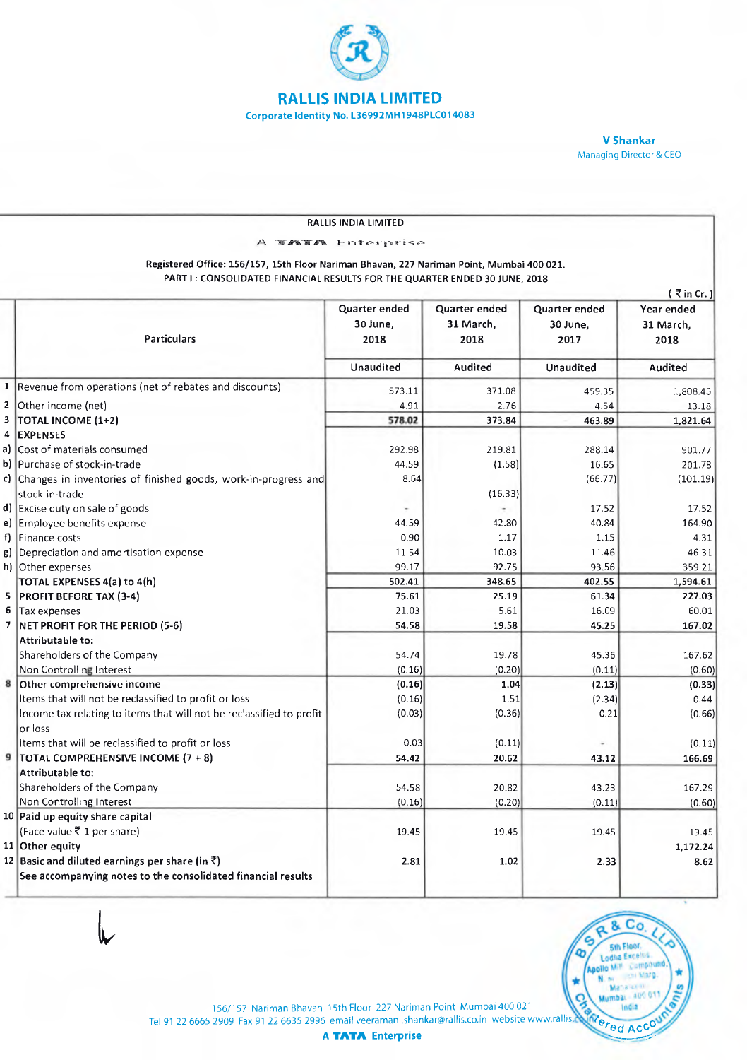# RALLIS INDIA LIMITED

Corporate Identity No. L36992MH1948PLC014083

**V Shankar**
Managing Director & CEO

RALLIS INDIA LIMITED

A TATA Enterprise

**Registered Office: 156/157, 15th Floor Nariman Bhavan, 227 Nariman Point, Mumbai 400 021.**
**PART I : CONSOLIDATED FINANCIAL RESULTS FOR THE QUARTER ENDED 30 JUNE, 2018**

( ₹ in Cr. )

| | Particulars | Quarter ended 30 June, 2018 | Quarter ended 31 March, 2018 | Quarter ended 30 June, 2017 | Year ended 31 March, 2018 |
|---|---|---|---|---|---|
| | | Unaudited | Audited | Unaudited | Audited |
| 1 | Revenue from operations (net of rebates and discounts) | 573.11 | 371.08 | 459.35 | 1,808.46 |
| 2 | Other income (net) | 4.91 | 2.76 | 4.54 | 13.18 |
| 3 | **TOTAL INCOME (1+2)** | **578.02** | **373.84** | **463.89** | **1,821.64** |
| 4 | **EXPENSES** | | | | |
| a) | Cost of materials consumed | 292.98 | 219.81 | 288.14 | 901.77 |
| b) | Purchase of stock-in-trade | 44.59 | (1.58) | 16.65 | 201.78 |
| c) | Changes in inventories of finished goods, work-in-progress and stock-in-trade | 8.64 | (16.33) | (66.77) | (101.19) |
| d) | Excise duty on sale of goods | - | - | 17.52 | 17.52 |
| e) | Employee benefits expense | 44.59 | 42.80 | 40.84 | 164.90 |
| f) | Finance costs | 0.90 | 1.17 | 1.15 | 4.31 |
| g) | Depreciation and amortisation expense | 11.54 | 10.03 | 11.46 | 46.31 |
| h) | Other expenses | 99.17 | 92.75 | 93.56 | 359.21 |
| | **TOTAL EXPENSES 4(a) to 4(h)** | **502.41** | **348.65** | **402.55** | **1,594.61** |
| 5 | **PROFIT BEFORE TAX (3-4)** | **75.61** | **25.19** | **61.34** | **227.03** |
| 6 | Tax expenses | 21.03 | 5.61 | 16.09 | 60.01 |
| 7 | **NET PROFIT FOR THE PERIOD (5-6)** | **54.58** | **19.58** | **45.25** | **167.02** |
| | **Attributable to:** | | | | |
| | Shareholders of the Company | 54.74 | 19.78 | 45.36 | 167.62 |
| | Non Controlling Interest | (0.16) | (0.20) | (0.11) | (0.60) |
| 8 | **Other comprehensive income** | **(0.16)** | **1.04** | **(2.13)** | **(0.33)** |
| | Items that will not be reclassified to profit or loss | (0.16) | 1.51 | (2.34) | 0.44 |
| | Income tax relating to items that will not be reclassified to profit or loss | (0.03) | (0.36) | 0.21 | (0.66) |
| | Items that will be reclassified to profit or loss | 0.03 | (0.11) | - | (0.11) |
| 9 | **TOTAL COMPREHENSIVE INCOME (7 + 8)** | **54.42** | **20.62** | **43.12** | **166.69** |
| | **Attributable to:** | | | | |
| | Shareholders of the Company | 54.58 | 20.82 | 43.23 | 167.29 |
| | Non Controlling Interest | (0.16) | (0.20) | (0.11) | (0.60) |
| 10 | **Paid up equity share capital** (Face value ₹ 1 per share) | 19.45 | 19.45 | 19.45 | 19.45 |
| 11 | **Other equity** | | | | 1,172.24 |
| 12 | **Basic and diluted earnings per share (in ₹)** | **2.81** | **1.02** | **2.33** | **8.62** |
| | **See accompanying notes to the consolidated financial results** | | | | |

156/157 Nariman Bhavan 15th Floor 227 Nariman Point Mumbai 400 021
Tel 91 22 6665 2909 Fax 91 22 6635 2996 email veeramani.shankar@rallis.co.in website www.rallis.co.in

**A TATA Enterprise**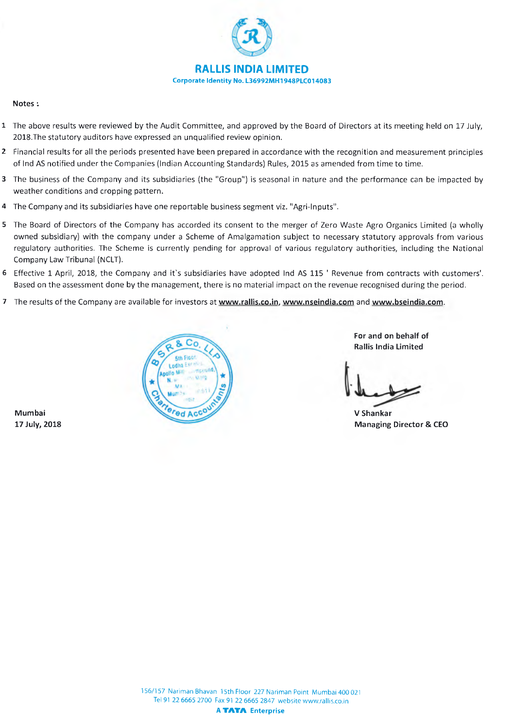# RALLIS INDIA LIMITED

**Corporate Identity No. L36992MH1948PLC014083**

**Notes :**

1. The above results were reviewed by the Audit Committee, and approved by the Board of Directors at its meeting held on 17 July, 2018.The statutory auditors have expressed an unqualified review opinion.
2. Financial results for all the periods presented have been prepared in accordance with the recognition and measurement principles of Ind AS notified under the Companies (Indian Accounting Standards) Rules, 2015 as amended from time to time.
3. The business of the Company and its subsidiaries (the "Group") is seasonal in nature and the performance can be impacted by weather conditions and cropping pattern.
4. The Company and its subsidiaries have one reportable business segment viz. "Agri-Inputs".
5. The Board of Directors of the Company has accorded its consent to the merger of Zero Waste Agro Organics Limited (a wholly owned subsidiary) with the company under a Scheme of Amalgamation subject to necessary statutory approvals from various regulatory authorities. The Scheme is currently pending for approval of various regulatory authorities, including the National Company Law Tribunal (NCLT).
6. Effective 1 April, 2018, the Company and it`s subsidiaries have adopted Ind AS 115 ' Revenue from contracts with customers'. Based on the assessment done by the management, there is no material impact on the revenue recognised during the period.
7. The results of the Company are available for investors at **www.rallis.co.in**, **www.nseindia.com** and **www.bseindia.com**.

**For and on behalf of**
**Rallis India Limited**

**V Shankar**
**Managing Director & CEO**

**Mumbai**
**17 July, 2018**

156/157 Nariman Bhavan 15th Floor 227 Nariman Point Mumbai 400 021
Tel 91 22 6665 2700 Fax 91 22 6665 2847 website www.rallis.co.in
**A TATA Enterprise**